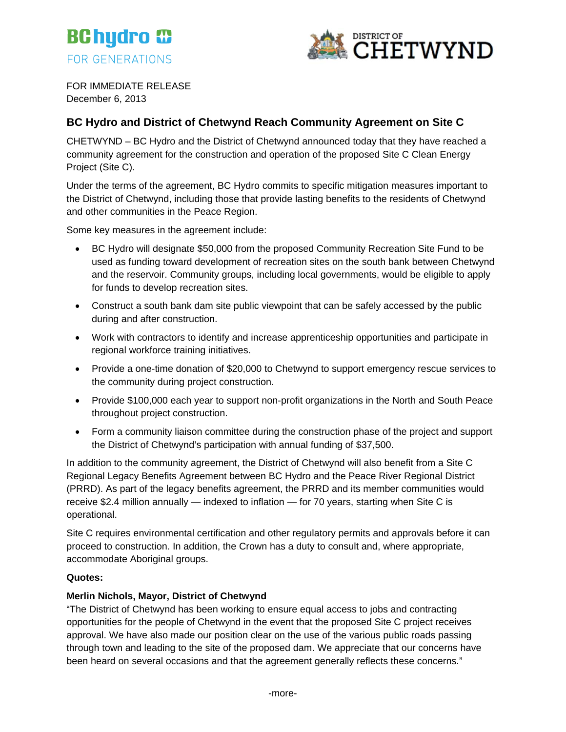FOR IMMEDIATE RELEASE
December 6, 2013

## BC Hydro and District of Chetwynd Reach Community Agreement on Site C

CHETWYND – BC Hydro and the District of Chetwynd announced today that they have reached a community agreement for the construction and operation of the proposed Site C Clean Energy Project (Site C).

Under the terms of the agreement, BC Hydro commits to specific mitigation measures important to the District of Chetwynd, including those that provide lasting benefits to the residents of Chetwynd and other communities in the Peace Region.

Some key measures in the agreement include:

- BC Hydro will designate $50,000 from the proposed Community Recreation Site Fund to be used as funding toward development of recreation sites on the south bank between Chetwynd and the reservoir. Community groups, including local governments, would be eligible to apply for funds to develop recreation sites.
- Construct a south bank dam site public viewpoint that can be safely accessed by the public during and after construction.
- Work with contractors to identify and increase apprenticeship opportunities and participate in regional workforce training initiatives.
- Provide a one-time donation of $20,000 to Chetwynd to support emergency rescue services to the community during project construction.
- Provide $100,000 each year to support non-profit organizations in the North and South Peace throughout project construction.
- Form a community liaison committee during the construction phase of the project and support the District of Chetwynd's participation with annual funding of $37,500.

In addition to the community agreement, the District of Chetwynd will also benefit from a Site C Regional Legacy Benefits Agreement between BC Hydro and the Peace River Regional District (PRRD). As part of the legacy benefits agreement, the PRRD and its member communities would receive $2.4 million annually — indexed to inflation — for 70 years, starting when Site C is operational.

Site C requires environmental certification and other regulatory permits and approvals before it can proceed to construction. In addition, the Crown has a duty to consult and, where appropriate, accommodate Aboriginal groups.

**Quotes:**

**Merlin Nichols, Mayor, District of Chetwynd**
"The District of Chetwynd has been working to ensure equal access to jobs and contracting opportunities for the people of Chetwynd in the event that the proposed Site C project receives approval. We have also made our position clear on the use of the various public roads passing through town and leading to the site of the proposed dam. We appreciate that our concerns have been heard on several occasions and that the agreement generally reflects these concerns."

-more-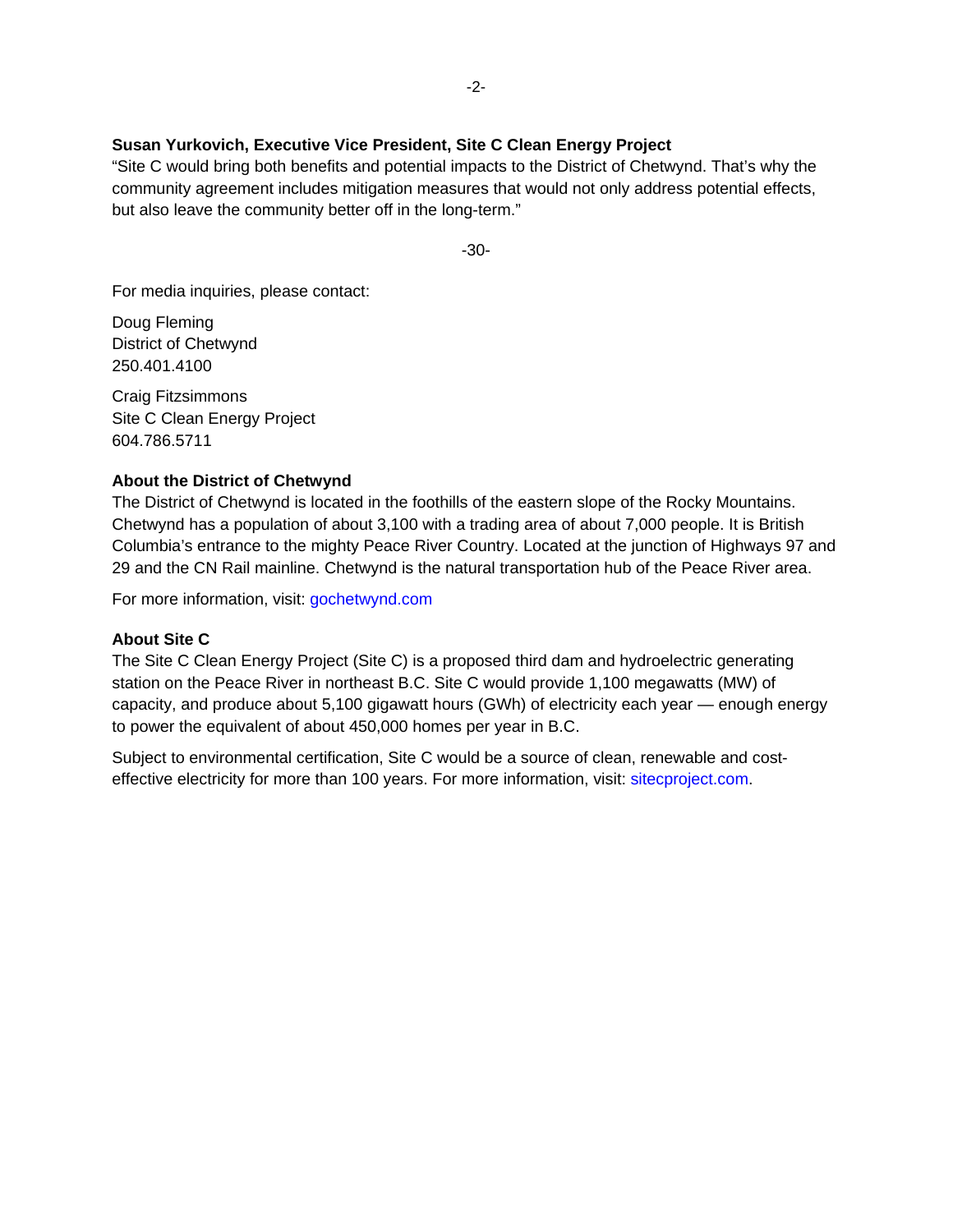**Susan Yurkovich, Executive Vice President, Site C Clean Energy Project**

"Site C would bring both benefits and potential impacts to the District of Chetwynd. That's why the community agreement includes mitigation measures that would not only address potential effects, but also leave the community better off in the long-term."

-30-

For media inquiries, please contact:

Doug Fleming
District of Chetwynd
250.401.4100

Craig Fitzsimmons
Site C Clean Energy Project
604.786.5711

**About the District of Chetwynd**

The District of Chetwynd is located in the foothills of the eastern slope of the Rocky Mountains. Chetwynd has a population of about 3,100 with a trading area of about 7,000 people. It is British Columbia's entrance to the mighty Peace River Country. Located at the junction of Highways 97 and 29 and the CN Rail mainline. Chetwynd is the natural transportation hub of the Peace River area.

For more information, visit: gochetwynd.com

**About Site C**

The Site C Clean Energy Project (Site C) is a proposed third dam and hydroelectric generating station on the Peace River in northeast B.C. Site C would provide 1,100 megawatts (MW) of capacity, and produce about 5,100 gigawatt hours (GWh) of electricity each year — enough energy to power the equivalent of about 450,000 homes per year in B.C.

Subject to environmental certification, Site C would be a source of clean, renewable and cost-effective electricity for more than 100 years. For more information, visit: sitecproject.com.